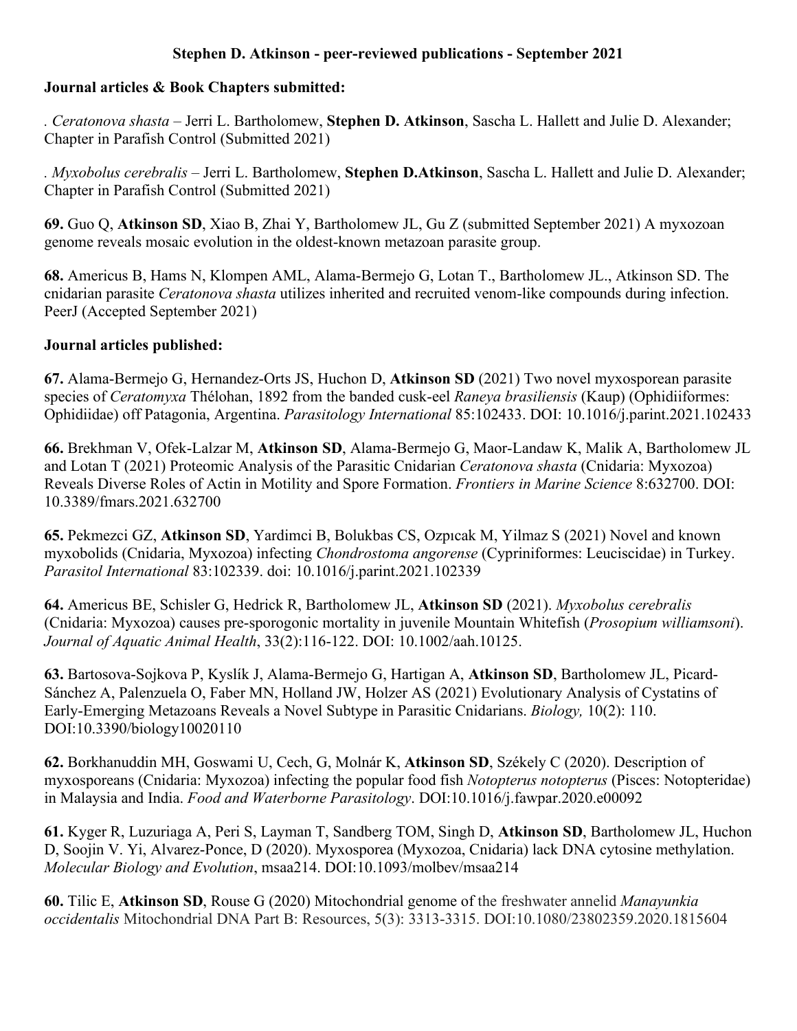**Stephen D. Atkinson - peer-reviewed publications - September 2021**

**Journal articles & Book Chapters submitted:**

. *Ceratonova shasta* – Jerri L. Bartholomew, **Stephen D. Atkinson**, Sascha L. Hallett and Julie D. Alexander; Chapter in Parafish Control (Submitted 2021)

. *Myxobolus cerebralis* – Jerri L. Bartholomew, **Stephen D.Atkinson**, Sascha L. Hallett and Julie D. Alexander; Chapter in Parafish Control (Submitted 2021)

**69.** Guo Q, **Atkinson SD**, Xiao B, Zhai Y, Bartholomew JL, Gu Z (submitted September 2021) A myxozoan genome reveals mosaic evolution in the oldest-known metazoan parasite group.

**68.** Americus B, Hams N, Klompen AML, Alama-Bermejo G, Lotan T., Bartholomew JL., Atkinson SD. The cnidarian parasite *Ceratonova shasta* utilizes inherited and recruited venom-like compounds during infection. PeerJ (Accepted September 2021)

**Journal articles published:**

**67.** Alama-Bermejo G, Hernandez-Orts JS, Huchon D, **Atkinson SD** (2021) Two novel myxosporean parasite species of *Ceratomyxa* Thélohan, 1892 from the banded cusk-eel *Raneya brasiliensis* (Kaup) (Ophidiiformes: Ophidiidae) off Patagonia, Argentina. *Parasitology International* 85:102433. DOI: 10.1016/j.parint.2021.102433

**66.** Brekhman V, Ofek-Lalzar M, **Atkinson SD**, Alama-Bermejo G, Maor-Landaw K, Malik A, Bartholomew JL and Lotan T (2021) Proteomic Analysis of the Parasitic Cnidarian *Ceratonova shasta* (Cnidaria: Myxozoa) Reveals Diverse Roles of Actin in Motility and Spore Formation. *Frontiers in Marine Science* 8:632700. DOI: 10.3389/fmars.2021.632700

**65.** Pekmezci GZ, **Atkinson SD**, Yardimci B, Bolukbas CS, Ozpıcak M, Yilmaz S (2021) Novel and known myxobolids (Cnidaria, Myxozoa) infecting *Chondrostoma angorense* (Cypriniformes: Leuciscidae) in Turkey. *Parasitol International* 83:102339. doi: 10.1016/j.parint.2021.102339

**64.** Americus BE, Schisler G, Hedrick R, Bartholomew JL, **Atkinson SD** (2021). *Myxobolus cerebralis* (Cnidaria: Myxozoa) causes pre-sporogonic mortality in juvenile Mountain Whitefish (*Prosopium williamsoni*). *Journal of Aquatic Animal Health*, 33(2):116-122. DOI: 10.1002/aah.10125.

**63.** Bartosova-Sojkova P, Kyslík J, Alama-Bermejo G, Hartigan A, **Atkinson SD**, Bartholomew JL, Picard-Sánchez A, Palenzuela O, Faber MN, Holland JW, Holzer AS (2021) Evolutionary Analysis of Cystatins of Early-Emerging Metazoans Reveals a Novel Subtype in Parasitic Cnidarians. *Biology,* 10(2): 110. DOI:10.3390/biology10020110

**62.** Borkhanuddin MH, Goswami U, Cech, G, Molnár K, **Atkinson SD**, Székely C (2020). Description of myxosporeans (Cnidaria: Myxozoa) infecting the popular food fish *Notopterus notopterus* (Pisces: Notopteridae) in Malaysia and India. *Food and Waterborne Parasitology*. DOI:10.1016/j.fawpar.2020.e00092

**61.** Kyger R, Luzuriaga A, Peri S, Layman T, Sandberg TOM, Singh D, **Atkinson SD**, Bartholomew JL, Huchon D, Soojin V. Yi, Alvarez-Ponce, D (2020). Myxosporea (Myxozoa, Cnidaria) lack DNA cytosine methylation. *Molecular Biology and Evolution*, msaa214. DOI:10.1093/molbev/msaa214

**60.** Tilic E, **Atkinson SD**, Rouse G (2020) Mitochondrial genome of the freshwater annelid *Manayunkia occidentalis* Mitochondrial DNA Part B: Resources, 5(3): 3313-3315. DOI:10.1080/23802359.2020.1815604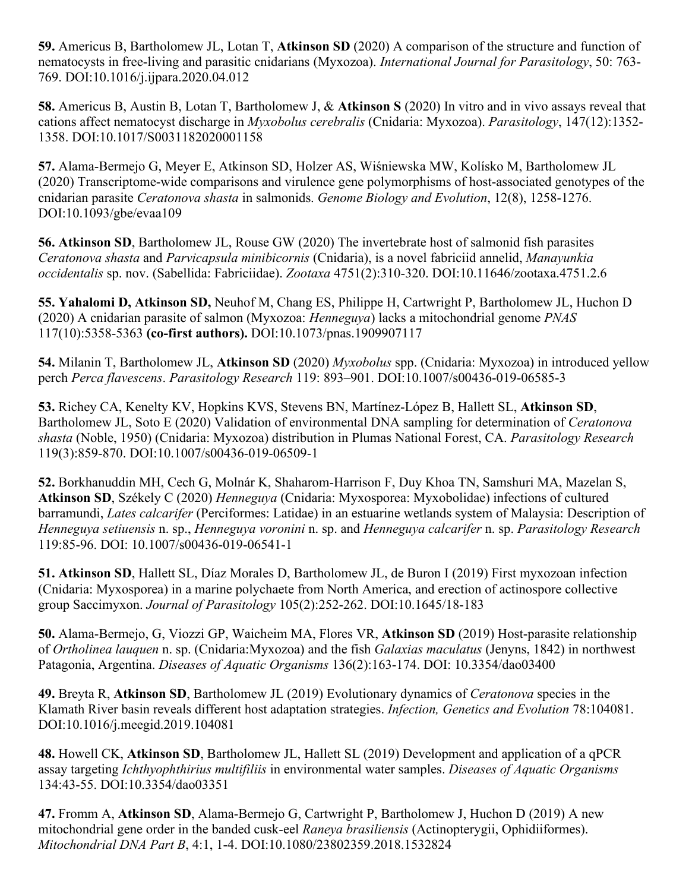**59.** Americus B, Bartholomew JL, Lotan T, **Atkinson SD** (2020) A comparison of the structure and function of nematocysts in free-living and parasitic cnidarians (Myxozoa). *International Journal for Parasitology*, 50: 763-769. DOI:10.1016/j.ijpara.2020.04.012

**58.** Americus B, Austin B, Lotan T, Bartholomew J, & **Atkinson S** (2020) In vitro and in vivo assays reveal that cations affect nematocyst discharge in *Myxobolus cerebralis* (Cnidaria: Myxozoa). *Parasitology*, 147(12):1352-1358. DOI:10.1017/S0031182020001158

**57.** Alama-Bermejo G, Meyer E, Atkinson SD, Holzer AS, Wiśniewska MW, Kolísko M, Bartholomew JL (2020) Transcriptome-wide comparisons and virulence gene polymorphisms of host-associated genotypes of the cnidarian parasite *Ceratonova shasta* in salmonids. *Genome Biology and Evolution*, 12(8), 1258-1276. DOI:10.1093/gbe/evaa109

**56. Atkinson SD**, Bartholomew JL, Rouse GW (2020) The invertebrate host of salmonid fish parasites *Ceratonova shasta* and *Parvicapsula minibicornis* (Cnidaria), is a novel fabriciid annelid, *Manayunkia occidentalis* sp. nov. (Sabellida: Fabriciidae). *Zootaxa* 4751(2):310-320. DOI:10.11646/zootaxa.4751.2.6

**55. Yahalomi D, Atkinson SD,** Neuhof M, Chang ES, Philippe H, Cartwright P, Bartholomew JL, Huchon D (2020) A cnidarian parasite of salmon (Myxozoa: *Henneguya*) lacks a mitochondrial genome *PNAS* 117(10):5358-5363 **(co-first authors).** DOI:10.1073/pnas.1909907117

**54.** Milanin T, Bartholomew JL, **Atkinson SD** (2020) *Myxobolus* spp. (Cnidaria: Myxozoa) in introduced yellow perch *Perca flavescens*. *Parasitology Research* 119: 893–901. DOI:10.1007/s00436-019-06585-3

**53.** Richey CA, Kenelty KV, Hopkins KVS, Stevens BN, Martínez-López B, Hallett SL, **Atkinson SD**, Bartholomew JL, Soto E (2020) Validation of environmental DNA sampling for determination of *Ceratonova shasta* (Noble, 1950) (Cnidaria: Myxozoa) distribution in Plumas National Forest, CA. *Parasitology Research* 119(3):859-870. DOI:10.1007/s00436-019-06509-1

**52.** Borkhanuddin MH, Cech G, Molnár K, Shaharom-Harrison F, Duy Khoa TN, Samshuri MA, Mazelan S, **Atkinson SD**, Székely C (2020) *Henneguya* (Cnidaria: Myxosporea: Myxobolidae) infections of cultured barramundi, *Lates calcarifer* (Perciformes: Latidae) in an estuarine wetlands system of Malaysia: Description of *Henneguya setiuensis* n. sp., *Henneguya voronini* n. sp. and *Henneguya calcarifer* n. sp. *Parasitology Research* 119:85-96. DOI: 10.1007/s00436-019-06541-1

**51. Atkinson SD**, Hallett SL, Díaz Morales D, Bartholomew JL, de Buron I (2019) First myxozoan infection (Cnidaria: Myxosporea) in a marine polychaete from North America, and erection of actinospore collective group Saccimyxon. *Journal of Parasitology* 105(2):252-262. DOI:10.1645/18-183

**50.** Alama-Bermejo, G, Viozzi GP, Waicheim MA, Flores VR, **Atkinson SD** (2019) Host-parasite relationship of *Ortholinea lauquen* n. sp. (Cnidaria:Myxozoa) and the fish *Galaxias maculatus* (Jenyns, 1842) in northwest Patagonia, Argentina. *Diseases of Aquatic Organisms* 136(2):163-174. DOI: 10.3354/dao03400

**49.** Breyta R, **Atkinson SD**, Bartholomew JL (2019) Evolutionary dynamics of *Ceratonova* species in the Klamath River basin reveals different host adaptation strategies. *Infection, Genetics and Evolution* 78:104081. DOI:10.1016/j.meegid.2019.104081

**48.** Howell CK, **Atkinson SD**, Bartholomew JL, Hallett SL (2019) Development and application of a qPCR assay targeting *Ichthyophthirius multifiliis* in environmental water samples. *Diseases of Aquatic Organisms* 134:43-55. DOI:10.3354/dao03351

**47.** Fromm A, **Atkinson SD**, Alama-Bermejo G, Cartwright P, Bartholomew J, Huchon D (2019) A new mitochondrial gene order in the banded cusk-eel *Raneya brasiliensis* (Actinopterygii, Ophidiiformes). *Mitochondrial DNA Part B*, 4:1, 1-4. DOI:10.1080/23802359.2018.1532824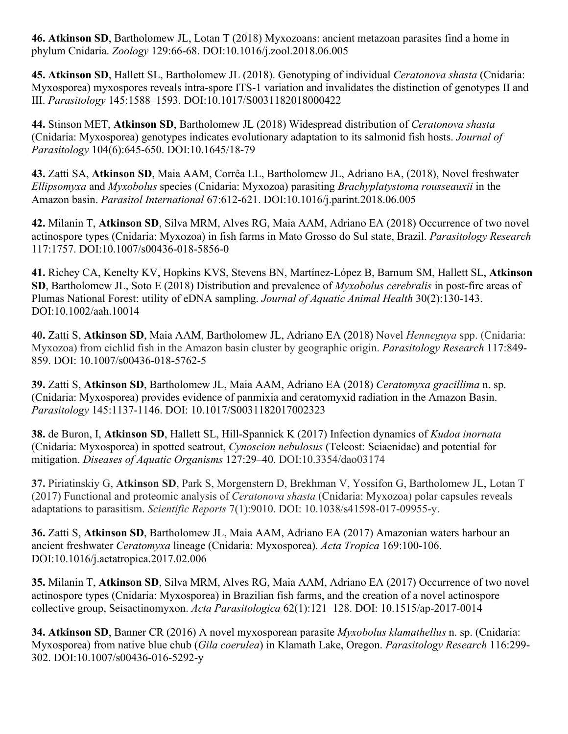**46. Atkinson SD**, Bartholomew JL, Lotan T (2018) Myxozoans: ancient metazoan parasites find a home in phylum Cnidaria. *Zoology* 129:66-68. DOI:10.1016/j.zool.2018.06.005

**45. Atkinson SD**, Hallett SL, Bartholomew JL (2018). Genotyping of individual *Ceratonova shasta* (Cnidaria: Myxosporea) myxospores reveals intra-spore ITS-1 variation and invalidates the distinction of genotypes II and III. *Parasitology* 145:1588–1593. DOI:10.1017/S0031182018000422

**44.** Stinson MET, **Atkinson SD**, Bartholomew JL (2018) Widespread distribution of *Ceratonova shasta* (Cnidaria: Myxosporea) genotypes indicates evolutionary adaptation to its salmonid fish hosts. *Journal of Parasitology* 104(6):645-650. DOI:10.1645/18-79

**43.** Zatti SA, **Atkinson SD**, Maia AAM, Corrêa LL, Bartholomew JL, Adriano EA, (2018), Novel freshwater *Ellipsomyxa* and *Myxobolus* species (Cnidaria: Myxozoa) parasiting *Brachyplatystoma rousseauxii* in the Amazon basin. *Parasitol International* 67:612-621. DOI:10.1016/j.parint.2018.06.005

**42.** Milanin T, **Atkinson SD**, Silva MRM, Alves RG, Maia AAM, Adriano EA (2018) Occurrence of two novel actinospore types (Cnidaria: Myxozoa) in fish farms in Mato Grosso do Sul state, Brazil. *Parasitology Research* 117:1757. DOI:10.1007/s00436-018-5856-0

**41.** Richey CA, Kenelty KV, Hopkins KVS, Stevens BN, Martínez-López B, Barnum SM, Hallett SL, **Atkinson SD**, Bartholomew JL, Soto E (2018) Distribution and prevalence of *Myxobolus cerebralis* in post-fire areas of Plumas National Forest: utility of eDNA sampling. *Journal of Aquatic Animal Health* 30(2):130-143. DOI:10.1002/aah.10014

**40.** Zatti S, **Atkinson SD**, Maia AAM, Bartholomew JL, Adriano EA (2018) Novel *Henneguya* spp. (Cnidaria: Myxozoa) from cichlid fish in the Amazon basin cluster by geographic origin. *Parasitology Research* 117:849-859. DOI: 10.1007/s00436-018-5762-5

**39.** Zatti S, **Atkinson SD**, Bartholomew JL, Maia AAM, Adriano EA (2018) *Ceratomyxa gracillima* n. sp. (Cnidaria: Myxosporea) provides evidence of panmixia and ceratomyxid radiation in the Amazon Basin. *Parasitology* 145:1137-1146. DOI: 10.1017/S0031182017002323

**38.** de Buron, I, **Atkinson SD**, Hallett SL, Hill-Spannick K (2017) Infection dynamics of *Kudoa inornata* (Cnidaria: Myxosporea) in spotted seatrout, *Cynoscion nebulosus* (Teleost: Sciaenidae) and potential for mitigation. *Diseases of Aquatic Organisms* 127:29–40. DOI:10.3354/dao03174

**37.** Piriatinskiy G, **Atkinson SD**, Park S, Morgenstern D, Brekhman V, Yossifon G, Bartholomew JL, Lotan T (2017) Functional and proteomic analysis of *Ceratonova shasta* (Cnidaria: Myxozoa) polar capsules reveals adaptations to parasitism. *Scientific Reports* 7(1):9010. DOI: 10.1038/s41598-017-09955-y.

**36.** Zatti S, **Atkinson SD**, Bartholomew JL, Maia AAM, Adriano EA (2017) Amazonian waters harbour an ancient freshwater *Ceratomyxa* lineage (Cnidaria: Myxosporea). *Acta Tropica* 169:100-106. DOI:10.1016/j.actatropica.2017.02.006

**35.** Milanin T, **Atkinson SD**, Silva MRM, Alves RG, Maia AAM, Adriano EA (2017) Occurrence of two novel actinospore types (Cnidaria: Myxosporea) in Brazilian fish farms, and the creation of a novel actinospore collective group, Seisactinomyxon. *Acta Parasitologica* 62(1):121–128. DOI: 10.1515/ap-2017-0014

**34. Atkinson SD**, Banner CR (2016) A novel myxosporean parasite *Myxobolus klamathellus* n. sp. (Cnidaria: Myxosporea) from native blue chub (*Gila coerulea*) in Klamath Lake, Oregon. *Parasitology Research* 116:299-302. DOI:10.1007/s00436-016-5292-y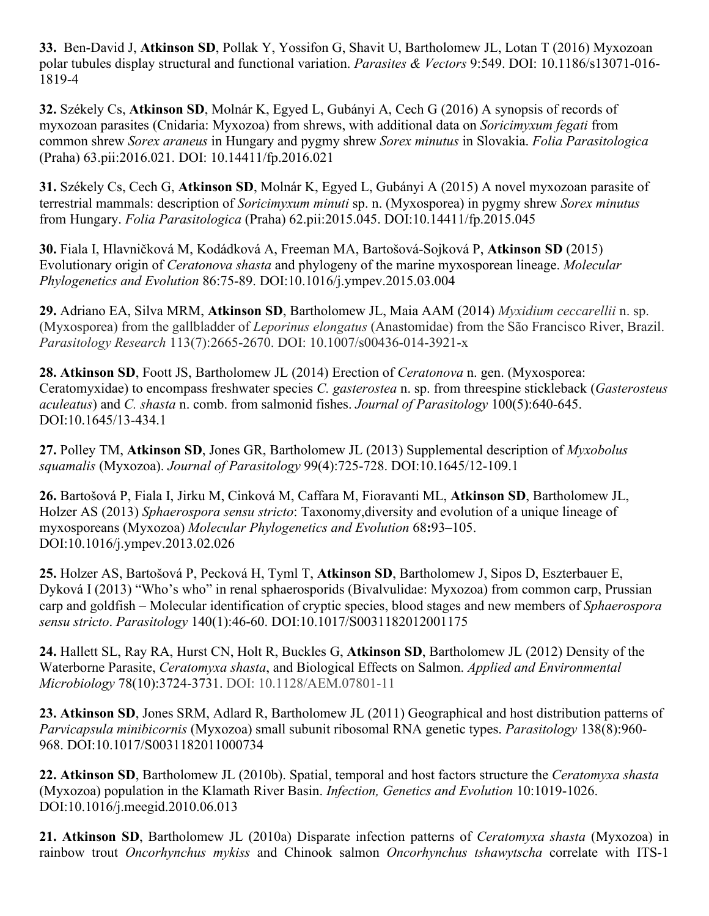**33.** Ben-David J, **Atkinson SD**, Pollak Y, Yossifon G, Shavit U, Bartholomew JL, Lotan T (2016) Myxozoan polar tubules display structural and functional variation. *Parasites & Vectors* 9:549. DOI: 10.1186/s13071-016-1819-4

**32.** Székely Cs, **Atkinson SD**, Molnár K, Egyed L, Gubányi A, Cech G (2016) A synopsis of records of myxozoan parasites (Cnidaria: Myxozoa) from shrews, with additional data on *Soricimyxum fegati* from common shrew *Sorex araneus* in Hungary and pygmy shrew *Sorex minutus* in Slovakia. *Folia Parasitologica* (Praha) 63.pii:2016.021. DOI: 10.14411/fp.2016.021

**31.** Székely Cs, Cech G, **Atkinson SD**, Molnár K, Egyed L, Gubányi A (2015) A novel myxozoan parasite of terrestrial mammals: description of *Soricimyxum minuti* sp. n. (Myxosporea) in pygmy shrew *Sorex minutus* from Hungary. *Folia Parasitologica* (Praha) 62.pii:2015.045. DOI:10.14411/fp.2015.045

**30.** Fiala I, Hlavničková M, Kodádková A, Freeman MA, Bartošová-Sojková P, **Atkinson SD** (2015) Evolutionary origin of *Ceratonova shasta* and phylogeny of the marine myxosporean lineage. *Molecular Phylogenetics and Evolution* 86:75-89. DOI:10.1016/j.ympev.2015.03.004

**29.** Adriano EA, Silva MRM, **Atkinson SD**, Bartholomew JL, Maia AAM (2014) *Myxidium ceccarellii* n. sp. (Myxosporea) from the gallbladder of *Leporinus elongatus* (Anastomidae) from the São Francisco River, Brazil. *Parasitology Research* 113(7):2665-2670. DOI: 10.1007/s00436-014-3921-x

**28. Atkinson SD**, Foott JS, Bartholomew JL (2014) Erection of *Ceratonova* n. gen. (Myxosporea: Ceratomyxidae) to encompass freshwater species *C. gasterostea* n. sp. from threespine stickleback (*Gasterosteus aculeatus*) and *C. shasta* n. comb. from salmonid fishes. *Journal of Parasitology* 100(5):640-645. DOI:10.1645/13-434.1

**27.** Polley TM, **Atkinson SD**, Jones GR, Bartholomew JL (2013) Supplemental description of *Myxobolus squamalis* (Myxozoa). *Journal of Parasitology* 99(4):725-728. DOI:10.1645/12-109.1

**26.** Bartošová P, Fiala I, Jirku M, Cinková M, Caffara M, Fioravanti ML, **Atkinson SD**, Bartholomew JL, Holzer AS (2013) *Sphaerospora sensu stricto*: Taxonomy,diversity and evolution of a unique lineage of myxosporeans (Myxozoa) *Molecular Phylogenetics and Evolution* 68**:**93–105. DOI:10.1016/j.ympev.2013.02.026

**25.** Holzer AS, Bartošová P, Pecková H, Tyml T, **Atkinson SD**, Bartholomew J, Sipos D, Eszterbauer E, Dyková I (2013) "Who's who" in renal sphaerosporids (Bivalvulidae: Myxozoa) from common carp, Prussian carp and goldfish – Molecular identification of cryptic species, blood stages and new members of *Sphaerospora sensu stricto*. *Parasitology* 140(1):46-60. DOI:10.1017/S0031182012001175

**24.** Hallett SL, Ray RA, Hurst CN, Holt R, Buckles G, **Atkinson SD**, Bartholomew JL (2012) Density of the Waterborne Parasite, *Ceratomyxa shasta*, and Biological Effects on Salmon. *Applied and Environmental Microbiology* 78(10):3724-3731. DOI: 10.1128/AEM.07801-11

**23. Atkinson SD**, Jones SRM, Adlard R, Bartholomew JL (2011) Geographical and host distribution patterns of *Parvicapsula minibicornis* (Myxozoa) small subunit ribosomal RNA genetic types. *Parasitology* 138(8):960-968. DOI:10.1017/S0031182011000734

**22. Atkinson SD**, Bartholomew JL (2010b). Spatial, temporal and host factors structure the *Ceratomyxa shasta* (Myxozoa) population in the Klamath River Basin. *Infection, Genetics and Evolution* 10:1019-1026. DOI:10.1016/j.meegid.2010.06.013

**21. Atkinson SD**, Bartholomew JL (2010a) Disparate infection patterns of *Ceratomyxa shasta* (Myxozoa) in rainbow trout *Oncorhynchus mykiss* and Chinook salmon *Oncorhynchus tshawytscha* correlate with ITS-1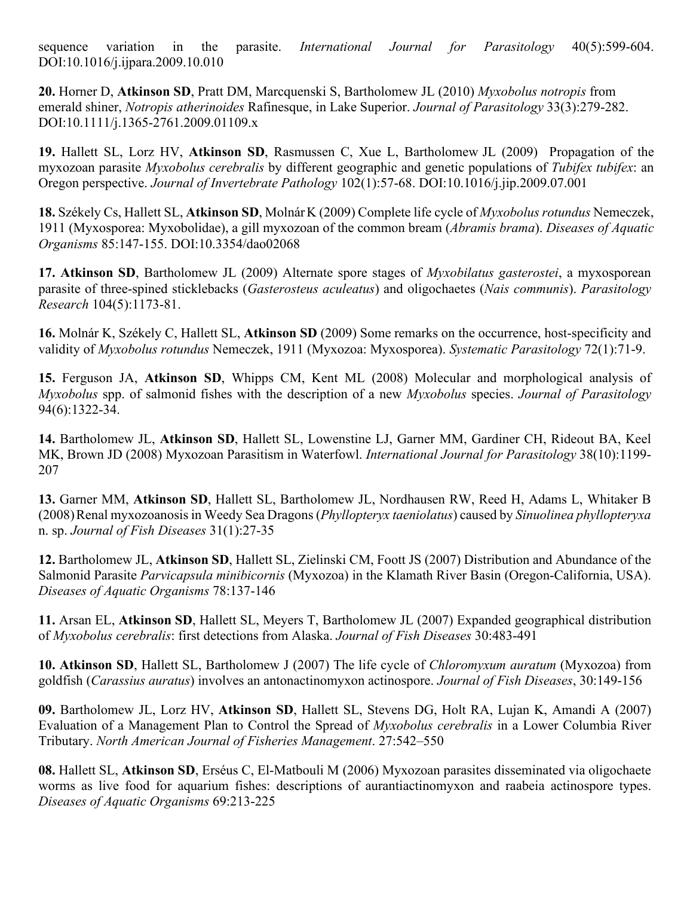sequence variation in the parasite. *International Journal for Parasitology* 40(5):599-604. DOI:10.1016/j.ijpara.2009.10.010

**20.** Horner D, **Atkinson SD**, Pratt DM, Marcquenski S, Bartholomew JL (2010) *Myxobolus notropis* from emerald shiner, *Notropis atherinoides* Rafinesque, in Lake Superior. *Journal of Parasitology* 33(3):279-282. DOI:10.1111/j.1365-2761.2009.01109.x

**19.** Hallett SL, Lorz HV, **Atkinson SD**, Rasmussen C, Xue L, Bartholomew JL (2009) Propagation of the myxozoan parasite *Myxobolus cerebralis* by different geographic and genetic populations of *Tubifex tubifex*: an Oregon perspective. *Journal of Invertebrate Pathology* 102(1):57-68. DOI:10.1016/j.jip.2009.07.001

**18.** Székely Cs, Hallett SL, **Atkinson SD**, Molnár K (2009) Complete life cycle of *Myxobolus rotundus* Nemeczek, 1911 (Myxosporea: Myxobolidae), a gill myxozoan of the common bream (*Abramis brama*). *Diseases of Aquatic Organisms* 85:147-155. DOI:10.3354/dao02068

**17. Atkinson SD**, Bartholomew JL (2009) Alternate spore stages of *Myxobilatus gasterostei*, a myxosporean parasite of three-spined sticklebacks (*Gasterosteus aculeatus*) and oligochaetes (*Nais communis*). *Parasitology Research* 104(5):1173-81.

**16.** Molnár K, Székely C, Hallett SL, **Atkinson SD** (2009) Some remarks on the occurrence, host-specificity and validity of *Myxobolus rotundus* Nemeczek, 1911 (Myxozoa: Myxosporea). *Systematic Parasitology* 72(1):71-9.

**15.** Ferguson JA, **Atkinson SD**, Whipps CM, Kent ML (2008) Molecular and morphological analysis of *Myxobolus* spp. of salmonid fishes with the description of a new *Myxobolus* species. *Journal of Parasitology* 94(6):1322-34.

**14.** Bartholomew JL, **Atkinson SD**, Hallett SL, Lowenstine LJ, Garner MM, Gardiner CH, Rideout BA, Keel MK, Brown JD (2008) Myxozoan Parasitism in Waterfowl. *International Journal for Parasitology* 38(10):1199-207

**13.** Garner MM, **Atkinson SD**, Hallett SL, Bartholomew JL, Nordhausen RW, Reed H, Adams L, Whitaker B (2008) Renal myxozoanosis in Weedy Sea Dragons (*Phyllopteryx taeniolatus*) caused by *Sinuolinea phyllopteryxa* n. sp. *Journal of Fish Diseases* 31(1):27-35

**12.** Bartholomew JL, **Atkinson SD**, Hallett SL, Zielinski CM, Foott JS (2007) Distribution and Abundance of the Salmonid Parasite *Parvicapsula minibicornis* (Myxozoa) in the Klamath River Basin (Oregon-California, USA). *Diseases of Aquatic Organisms* 78:137-146

**11.** Arsan EL, **Atkinson SD**, Hallett SL, Meyers T, Bartholomew JL (2007) Expanded geographical distribution of *Myxobolus cerebralis*: first detections from Alaska. *Journal of Fish Diseases* 30:483-491

**10. Atkinson SD**, Hallett SL, Bartholomew J (2007) The life cycle of *Chloromyxum auratum* (Myxozoa) from goldfish (*Carassius auratus*) involves an antonactinomyxon actinospore. *Journal of Fish Diseases*, 30:149-156

**09.** Bartholomew JL, Lorz HV, **Atkinson SD**, Hallett SL, Stevens DG, Holt RA, Lujan K, Amandi A (2007) Evaluation of a Management Plan to Control the Spread of *Myxobolus cerebralis* in a Lower Columbia River Tributary. *North American Journal of Fisheries Management*. 27:542–550

**08.** Hallett SL, **Atkinson SD**, Erséus C, El-Matbouli M (2006) Myxozoan parasites disseminated via oligochaete worms as live food for aquarium fishes: descriptions of aurantiactinomyxon and raabeia actinospore types. *Diseases of Aquatic Organisms* 69:213-225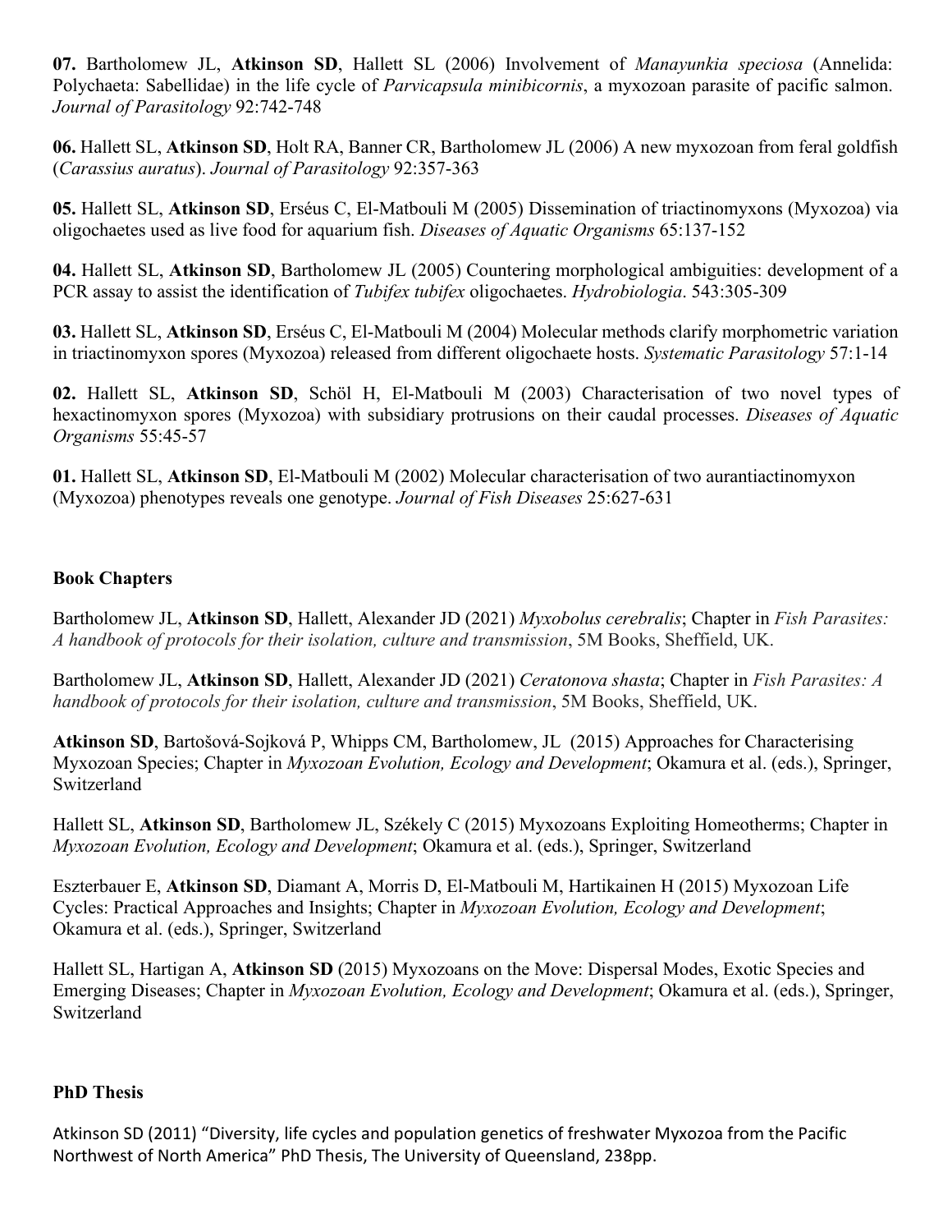**07.** Bartholomew JL, **Atkinson SD**, Hallett SL (2006) Involvement of *Manayunkia speciosa* (Annelida: Polychaeta: Sabellidae) in the life cycle of *Parvicapsula minibicornis*, a myxozoan parasite of pacific salmon. *Journal of Parasitology* 92:742-748

**06.** Hallett SL, **Atkinson SD**, Holt RA, Banner CR, Bartholomew JL (2006) A new myxozoan from feral goldfish (*Carassius auratus*). *Journal of Parasitology* 92:357-363

**05.** Hallett SL, **Atkinson SD**, Erséus C, El-Matbouli M (2005) Dissemination of triactinomyxons (Myxozoa) via oligochaetes used as live food for aquarium fish. *Diseases of Aquatic Organisms* 65:137-152

**04.** Hallett SL, **Atkinson SD**, Bartholomew JL (2005) Countering morphological ambiguities: development of a PCR assay to assist the identification of *Tubifex tubifex* oligochaetes. *Hydrobiologia*. 543:305-309

**03.** Hallett SL, **Atkinson SD**, Erséus C, El-Matbouli M (2004) Molecular methods clarify morphometric variation in triactinomyxon spores (Myxozoa) released from different oligochaete hosts. *Systematic Parasitology* 57:1-14

**02.** Hallett SL, **Atkinson SD**, Schöl H, El-Matbouli M (2003) Characterisation of two novel types of hexactinomyxon spores (Myxozoa) with subsidiary protrusions on their caudal processes. *Diseases of Aquatic Organisms* 55:45-57

**01.** Hallett SL, **Atkinson SD**, El-Matbouli M (2002) Molecular characterisation of two aurantiactinomyxon (Myxozoa) phenotypes reveals one genotype. *Journal of Fish Diseases* 25:627-631

## Book Chapters

Bartholomew JL, **Atkinson SD**, Hallett, Alexander JD (2021) *Myxobolus cerebralis*; Chapter in *Fish Parasites: A handbook of protocols for their isolation, culture and transmission*, 5M Books, Sheffield, UK.

Bartholomew JL, **Atkinson SD**, Hallett, Alexander JD (2021) *Ceratonova shasta*; Chapter in *Fish Parasites: A handbook of protocols for their isolation, culture and transmission*, 5M Books, Sheffield, UK.

**Atkinson SD**, Bartošová-Sojková P, Whipps CM, Bartholomew, JL (2015) Approaches for Characterising Myxozoan Species; Chapter in *Myxozoan Evolution, Ecology and Development*; Okamura et al. (eds.), Springer, Switzerland

Hallett SL, **Atkinson SD**, Bartholomew JL, Székely C (2015) Myxozoans Exploiting Homeotherms; Chapter in *Myxozoan Evolution, Ecology and Development*; Okamura et al. (eds.), Springer, Switzerland

Eszterbauer E, **Atkinson SD**, Diamant A, Morris D, El-Matbouli M, Hartikainen H (2015) Myxozoan Life Cycles: Practical Approaches and Insights; Chapter in *Myxozoan Evolution, Ecology and Development*; Okamura et al. (eds.), Springer, Switzerland

Hallett SL, Hartigan A, **Atkinson SD** (2015) Myxozoans on the Move: Dispersal Modes, Exotic Species and Emerging Diseases; Chapter in *Myxozoan Evolution, Ecology and Development*; Okamura et al. (eds.), Springer, Switzerland

## PhD Thesis

Atkinson SD (2011) "Diversity, life cycles and population genetics of freshwater Myxozoa from the Pacific Northwest of North America" PhD Thesis, The University of Queensland, 238pp.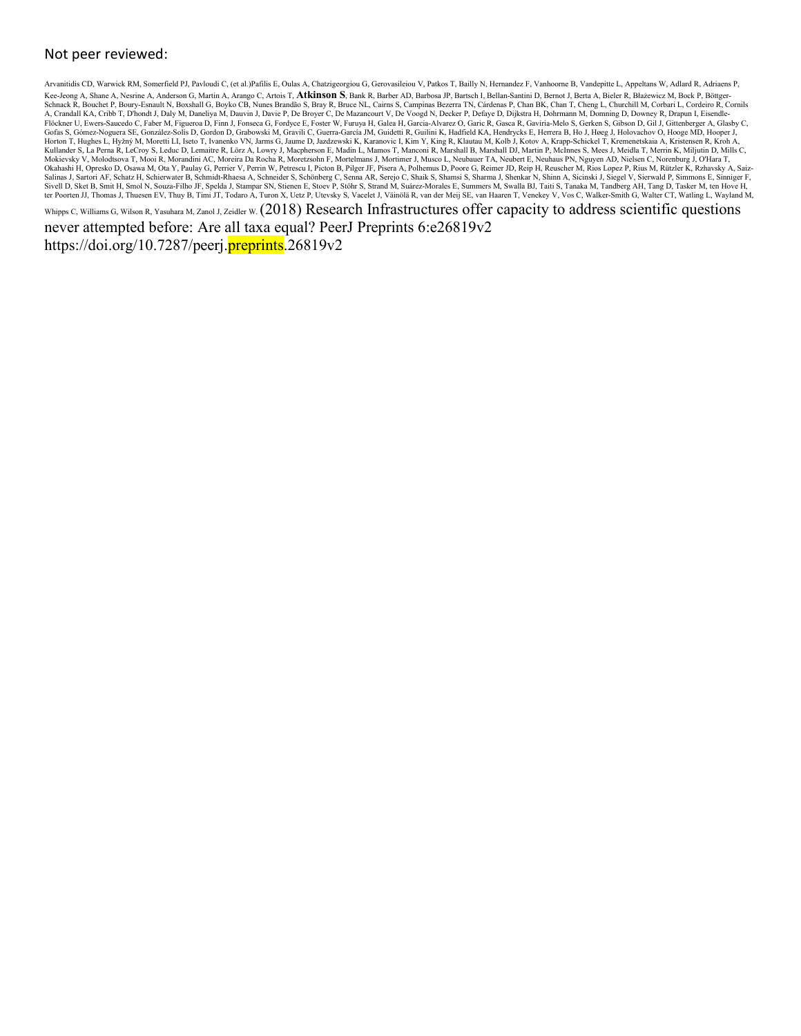Not peer reviewed:

Arvanitidis CD, Warwick RM, Somerfield PJ, Pavloudi C, (et al.)Pafilis E, Oulas A, Chatzigeorgiou G, Gerovasileiou V, Patkos T, Bailly N, Hernandez F, Vanhoorne B, Vandepitte L, Appeltans W, Adlard R, Adriaens P, Kee-Jeong A, Shane A, Nesrine A, Anderson G, Martin A, Arango C, Artois T, **Atkinson S**, Bank R, Barber AD, Barbosa JP, Bartsch I, Bellan-Santini D, Bernot J, Berta A, Bieler R, Błażewicz M, Bock P, Böttger-Schnack R, Bouchet P, Boury-Esnault N, Boxshall G, Boyko CB, Nunes Brandão S, Bray R, Bruce NL, Cairns S, Campinas Bezerra TN, Cárdenas P, Chan BK, Chan T, Cheng L, Churchill M, Corbari L, Cordeiro R, Cornils A, Crandall KA, Cribb T, D'hondt J, Daly M, Daneliya M, Dauvin J, Davie P, De Broyer C, De Mazancourt V, De Voogd N, Decker P, Defaye D, Dijkstra H, Dohrmann M, Domning D, Downey R, Drapun I, Eisendle-Flöckner U, Ewers-Saucedo C, Faber M, Figueroa D, Finn J, Fonseca G, Fordyce E, Foster W, Furuya H, Galea H, Garcia-Alvarez O, Garic R, Gasca R, Gaviria-Melo S, Gerken S, Gibson D, Gil J, Gittenberger A, Glasby C, Gofas S, Gómez-Noguera SE, González-Solís D, Gordon D, Grabowski M, Gravili C, Guerra-García JM, Guidetti R, Guilini K, Hadfield KA, Hendrycks E, Herrera B, Ho J, Høeg J, Holovachov O, Hooge MD, Hooper J, Horton T, Hughes L, Hyžný M, Moretti LI, Iseto T, Ivanenko VN, Jarms G, Jaume D, Jazdzewski K, Karanovic I, Kim Y, King R, Klautau M, Kolb J, Kotov A, Krapp-Schickel T, Kremenetskaia A, Kristensen R, Kroh A, Kullander S, La Perna R, LeCroy S, Leduc D, Lemaitre R, Lörz A, Lowry J, Macpherson E, Madin L, Mamos T, Manconi R, Marshall B, Marshall DJ, Martin P, McInnes S, Mees J, Meidla T, Merrin K, Miljutin D, Mills C, Mokievsky V, Molodtsova T, Mooi R, Morandini AC, Moreira Da Rocha R, Moretzsohn F, Mortelmans J, Mortimer J, Musco L, Neubauer TA, Neubert E, Neuhaus PN, Nguyen AD, Nielsen C, Norenburg J, O'Hara T, Okahashi H, Opresko D, Osawa M, Ota Y, Paulay G, Perrier V, Perrin W, Petrescu I, Picton B, Pilger JF, Pisera A, Polhemus D, Poore G, Reimer JD, Reip H, Reuscher M, Rios Lopez P, Rius M, Rützler K, Rzhavsky A, Saiz-Salinas J, Sartori AF, Schatz H, Schierwater B, Schmidt-Rhaesa A, Schneider S, Schönberg C, Senna AR, Serejo C, Shaik S, Shamsi S, Sharma J, Shenkar N, Shinn A, Sicinski J, Siegel V, Sierwald P, Simmons E, Sinniger F, Sivell D, Sket B, Smit H, Smol N, Souza-Filho JF, Spelda J, Stampar SN, Stienen E, Stoev P, Stöhr S, Strand M, Suárez-Morales E, Summers M, Swalla BJ, Taiti S, Tanaka M, Tandberg AH, Tang D, Tasker M, ten Hove H, ter Poorten JJ, Thomas J, Thuesen EV, Thuy B, Timi JT, Todaro A, Turon X, Uetz P, Utevsky S, Vacelet J, Väinölä R, van der Meij SE, van Haaren T, Venekey V, Vos C, Walker-Smith G, Walter CT, Watling L, Wayland M, Whipps C, Williams G, Wilson R, Yasuhara M, Zanol J, Zeidler W. (2018) Research Infrastructures offer capacity to address scientific questions never attempted before: Are all taxa equal? PeerJ Preprints 6:e26819v2 https://doi.org/10.7287/peerj.preprints.26819v2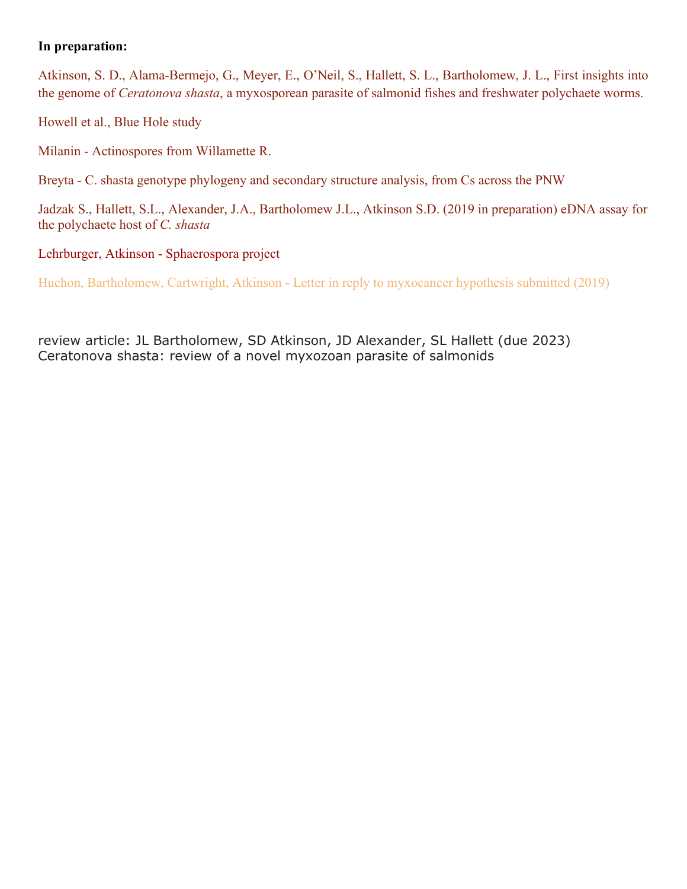**In preparation:**

Atkinson, S. D., Alama-Bermejo, G., Meyer, E., O'Neil, S., Hallett, S. L., Bartholomew, J. L., First insights into the genome of *Ceratonova shasta*, a myxosporean parasite of salmonid fishes and freshwater polychaete worms.

Howell et al., Blue Hole study

Milanin - Actinospores from Willamette R.

Breyta - C. shasta genotype phylogeny and secondary structure analysis, from Cs across the PNW

Jadzak S., Hallett, S.L., Alexander, J.A., Bartholomew J.L., Atkinson S.D. (2019 in preparation) eDNA assay for the polychaete host of *C. shasta*

Lehrburger, Atkinson - Sphaerospora project

Huchon, Bartholomew, Cartwright, Atkinson - Letter in reply to myxocancer hypothesis submitted (2019)

review article: JL Bartholomew, SD Atkinson, JD Alexander, SL Hallett (due 2023)
Ceratonova shasta: review of a novel myxozoan parasite of salmonids